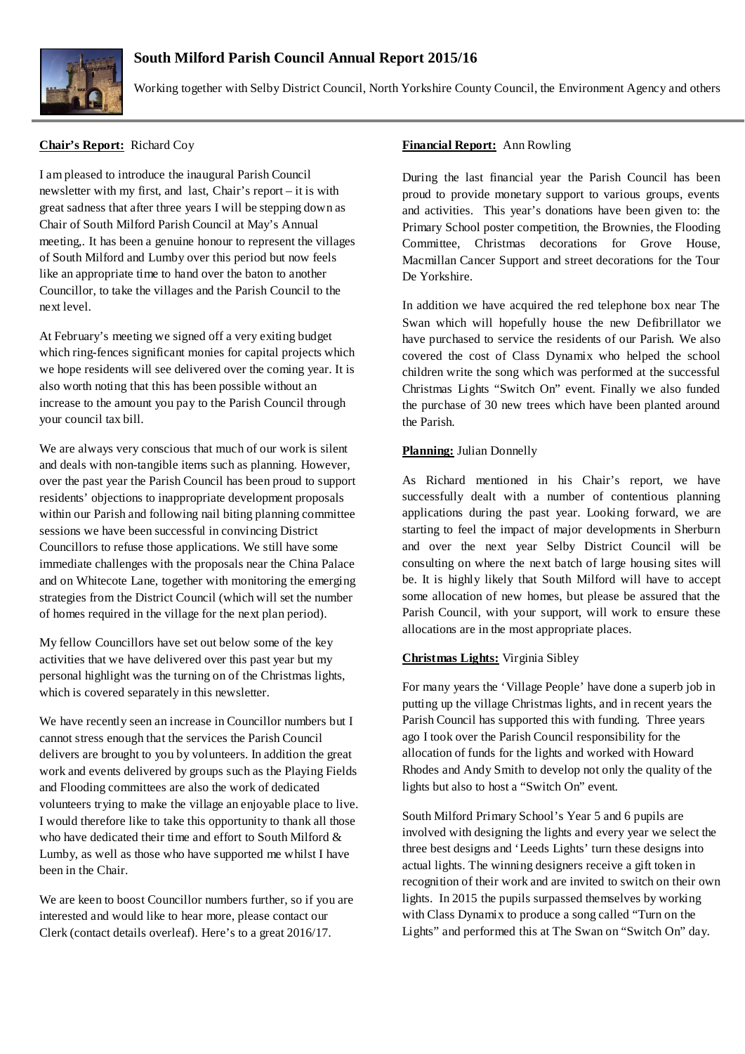# South Milford Parish Council Annual Report 2015/16

Working together with Selby District Council, North Yorkshire County Council, the Environment Agency and others

**Chair's Report:** Richard Coy

I am pleased to introduce the inaugural Parish Council newsletter with my first, and last, Chair's report – it is with great sadness that after three years I will be stepping down as Chair of South Milford Parish Council at May's Annual meeting,. It has been a genuine honour to represent the villages of South Milford and Lumby over this period but now feels like an appropriate time to hand over the baton to another Councillor, to take the villages and the Parish Council to the next level.

At February's meeting we signed off a very exiting budget which ring-fences significant monies for capital projects which we hope residents will see delivered over the coming year. It is also worth noting that this has been possible without an increase to the amount you pay to the Parish Council through your council tax bill.

We are always very conscious that much of our work is silent and deals with non-tangible items such as planning. However, over the past year the Parish Council has been proud to support residents' objections to inappropriate development proposals within our Parish and following nail biting planning committee sessions we have been successful in convincing District Councillors to refuse those applications. We still have some immediate challenges with the proposals near the China Palace and on Whitecote Lane, together with monitoring the emerging strategies from the District Council (which will set the number of homes required in the village for the next plan period).

My fellow Councillors have set out below some of the key activities that we have delivered over this past year but my personal highlight was the turning on of the Christmas lights, which is covered separately in this newsletter.

We have recently seen an increase in Councillor numbers but I cannot stress enough that the services the Parish Council delivers are brought to you by volunteers. In addition the great work and events delivered by groups such as the Playing Fields and Flooding committees are also the work of dedicated volunteers trying to make the village an enjoyable place to live. I would therefore like to take this opportunity to thank all those who have dedicated their time and effort to South Milford & Lumby, as well as those who have supported me whilst I have been in the Chair.

We are keen to boost Councillor numbers further, so if you are interested and would like to hear more, please contact our Clerk (contact details overleaf). Here's to a great 2016/17.

**Financial Report:** Ann Rowling

During the last financial year the Parish Council has been proud to provide monetary support to various groups, events and activities. This year's donations have been given to: the Primary School poster competition, the Brownies, the Flooding Committee, Christmas decorations for Grove House, Macmillan Cancer Support and street decorations for the Tour De Yorkshire.

In addition we have acquired the red telephone box near The Swan which will hopefully house the new Defibrillator we have purchased to service the residents of our Parish. We also covered the cost of Class Dynamix who helped the school children write the song which was performed at the successful Christmas Lights "Switch On" event. Finally we also funded the purchase of 30 new trees which have been planted around the Parish.

**Planning:** Julian Donnelly

As Richard mentioned in his Chair's report, we have successfully dealt with a number of contentious planning applications during the past year. Looking forward, we are starting to feel the impact of major developments in Sherburn and over the next year Selby District Council will be consulting on where the next batch of large housing sites will be. It is highly likely that South Milford will have to accept some allocation of new homes, but please be assured that the Parish Council, with your support, will work to ensure these allocations are in the most appropriate places.

**Christmas Lights:** Virginia Sibley

For many years the 'Village People' have done a superb job in putting up the village Christmas lights, and in recent years the Parish Council has supported this with funding. Three years ago I took over the Parish Council responsibility for the allocation of funds for the lights and worked with Howard Rhodes and Andy Smith to develop not only the quality of the lights but also to host a "Switch On" event.

South Milford Primary School's Year 5 and 6 pupils are involved with designing the lights and every year we select the three best designs and 'Leeds Lights' turn these designs into actual lights. The winning designers receive a gift token in recognition of their work and are invited to switch on their own lights. In 2015 the pupils surpassed themselves by working with Class Dynamix to produce a song called "Turn on the Lights" and performed this at The Swan on "Switch On" day.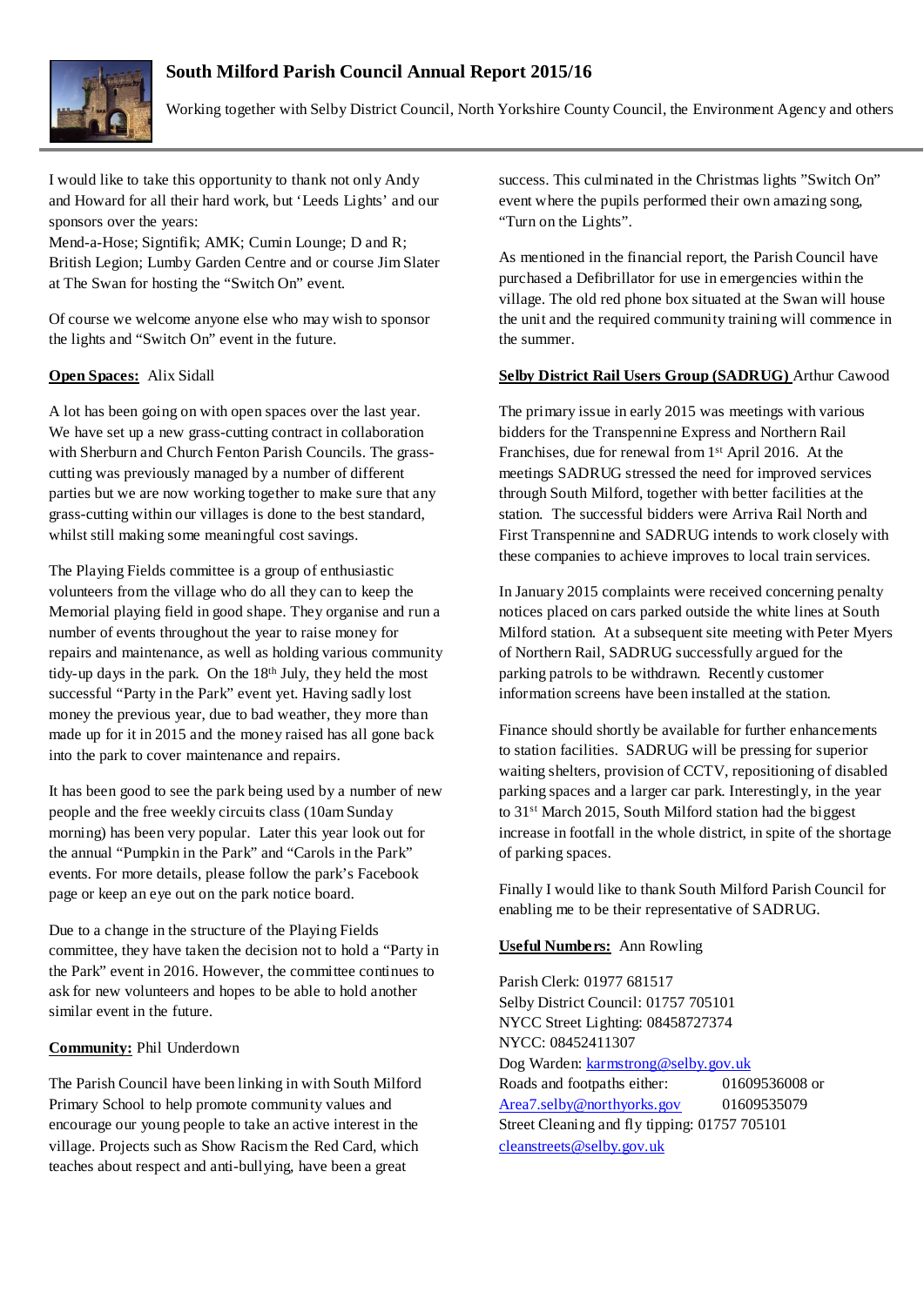# South Milford Parish Council Annual Report 2015/16

Working together with Selby District Council, North Yorkshire County Council, the Environment Agency and others

I would like to take this opportunity to thank not only Andy and Howard for all their hard work, but 'Leeds Lights' and our sponsors over the years:
Mend-a-Hose; Signtifik; AMK; Cumin Lounge; D and R; British Legion; Lumby Garden Centre and or course Jim Slater at The Swan for hosting the "Switch On" event.

Of course we welcome anyone else who may wish to sponsor the lights and "Switch On" event in the future.

**Open Spaces:** Alix Sidall

A lot has been going on with open spaces over the last year. We have set up a new grass-cutting contract in collaboration with Sherburn and Church Fenton Parish Councils. The grass-cutting was previously managed by a number of different parties but we are now working together to make sure that any grass-cutting within our villages is done to the best standard, whilst still making some meaningful cost savings.

The Playing Fields committee is a group of enthusiastic volunteers from the village who do all they can to keep the Memorial playing field in good shape. They organise and run a number of events throughout the year to raise money for repairs and maintenance, as well as holding various community tidy-up days in the park. On the 18th July, they held the most successful "Party in the Park" event yet. Having sadly lost money the previous year, due to bad weather, they more than made up for it in 2015 and the money raised has all gone back into the park to cover maintenance and repairs.

It has been good to see the park being used by a number of new people and the free weekly circuits class (10am Sunday morning) has been very popular. Later this year look out for the annual "Pumpkin in the Park" and "Carols in the Park" events. For more details, please follow the park's Facebook page or keep an eye out on the park notice board.

Due to a change in the structure of the Playing Fields committee, they have taken the decision not to hold a "Party in the Park" event in 2016. However, the committee continues to ask for new volunteers and hopes to be able to hold another similar event in the future.

**Community:** Phil Underdown

The Parish Council have been linking in with South Milford Primary School to help promote community values and encourage our young people to take an active interest in the village. Projects such as Show Racism the Red Card, which teaches about respect and anti-bullying, have been a great success. This culminated in the Christmas lights "Switch On" event where the pupils performed their own amazing song, "Turn on the Lights".

As mentioned in the financial report, the Parish Council have purchased a Defibrillator for use in emergencies within the village. The old red phone box situated at the Swan will house the unit and the required community training will commence in the summer.

**Selby District Rail Users Group (SADRUG)** Arthur Cawood

The primary issue in early 2015 was meetings with various bidders for the Transpennine Express and Northern Rail Franchises, due for renewal from 1st April 2016. At the meetings SADRUG stressed the need for improved services through South Milford, together with better facilities at the station. The successful bidders were Arriva Rail North and First Transpennine and SADRUG intends to work closely with these companies to achieve improves to local train services.

In January 2015 complaints were received concerning penalty notices placed on cars parked outside the white lines at South Milford station. At a subsequent site meeting with Peter Myers of Northern Rail, SADRUG successfully argued for the parking patrols to be withdrawn. Recently customer information screens have been installed at the station.

Finance should shortly be available for further enhancements to station facilities. SADRUG will be pressing for superior waiting shelters, provision of CCTV, repositioning of disabled parking spaces and a larger car park. Interestingly, in the year to 31st March 2015, South Milford station had the biggest increase in footfall in the whole district, in spite of the shortage of parking spaces.

Finally I would like to thank South Milford Parish Council for enabling me to be their representative of SADRUG.

**Useful Numbers:** Ann Rowling

Parish Clerk: 01977 681517
Selby District Council: 01757 705101
NYCC Street Lighting: 08458727374
NYCC: 08452411307
Dog Warden: karmstrong@selby.gov.uk
Roads and footpaths either: 01609536008 or
Area7.selby@northyorks.gov 01609535079
Street Cleaning and fly tipping: 01757 705101
cleanstreets@selby.gov.uk